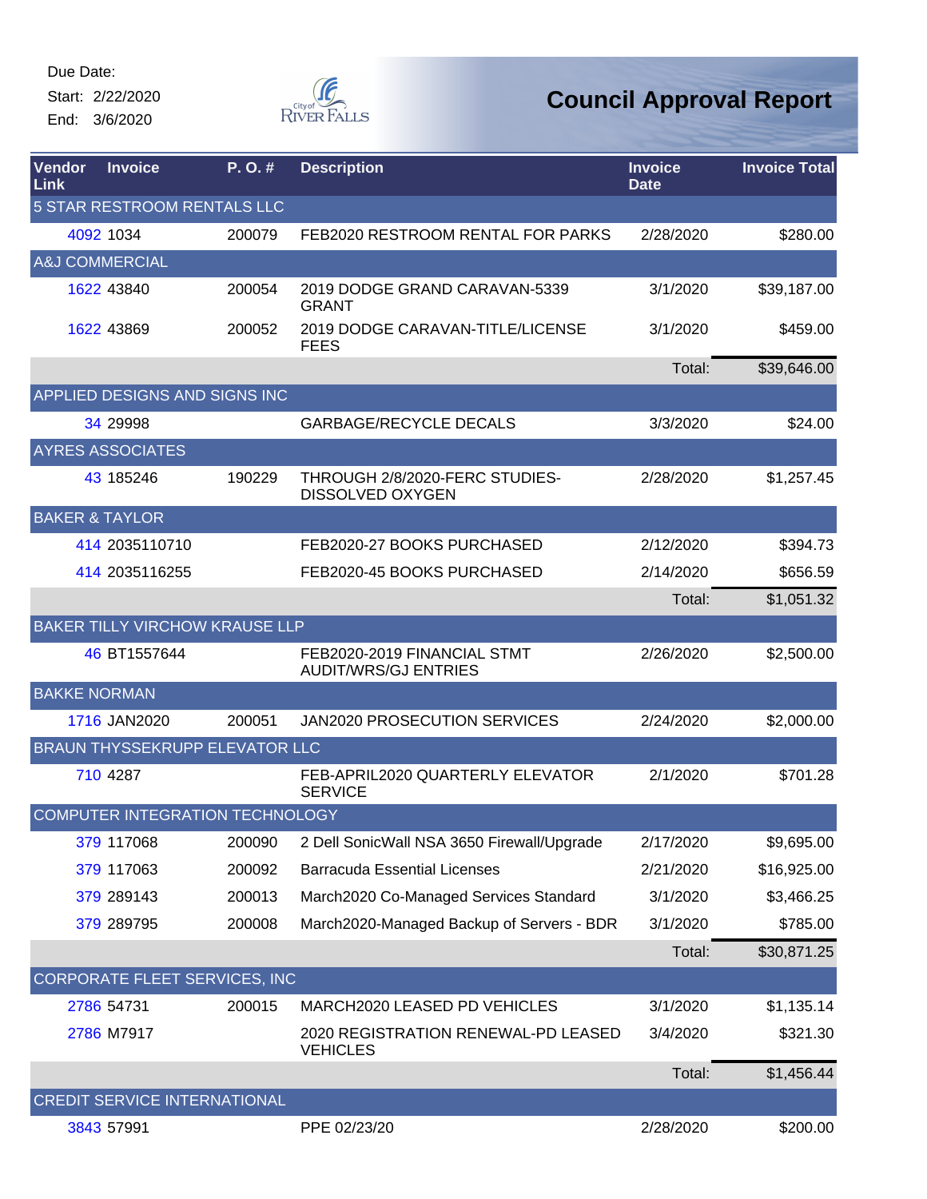Due Date:

Start: 2/22/2020

End: 3/6/2020

# Council Approval Report

| Vendor Link | Invoice | P. O. # | Description | Invoice Date | Invoice Total |
|---|---|---|---|---|---|
| 5 STAR RESTROOM RENTALS LLC | | | | | |
| 4092 | 1034 | 200079 | FEB2020 RESTROOM RENTAL FOR PARKS | 2/28/2020 | $280.00 |
| A&J COMMERCIAL | | | | | |
| 1622 | 43840 | 200054 | 2019 DODGE GRAND CARAVAN-5339 GRANT | 3/1/2020 | $39,187.00 |
| 1622 | 43869 | 200052 | 2019 DODGE CARAVAN-TITLE/LICENSE FEES | 3/1/2020 | $459.00 |
| | | | | Total: | $39,646.00 |
| APPLIED DESIGNS AND SIGNS INC | | | | | |
| 34 | 29998 | | GARBAGE/RECYCLE DECALS | 3/3/2020 | $24.00 |
| AYRES ASSOCIATES | | | | | |
| 43 | 185246 | 190229 | THROUGH 2/8/2020-FERC STUDIES-DISSOLVED OXYGEN | 2/28/2020 | $1,257.45 |
| BAKER & TAYLOR | | | | | |
| 414 | 2035110710 | | FEB2020-27 BOOKS PURCHASED | 2/12/2020 | $394.73 |
| 414 | 2035116255 | | FEB2020-45 BOOKS PURCHASED | 2/14/2020 | $656.59 |
| | | | | Total: | $1,051.32 |
| BAKER TILLY VIRCHOW KRAUSE LLP | | | | | |
| 46 | BT1557644 | | FEB2020-2019 FINANCIAL STMT AUDIT/WRS/GJ ENTRIES | 2/26/2020 | $2,500.00 |
| BAKKE NORMAN | | | | | |
| 1716 | JAN2020 | 200051 | JAN2020 PROSECUTION SERVICES | 2/24/2020 | $2,000.00 |
| BRAUN THYSSEKRUPP ELEVATOR LLC | | | | | |
| 710 | 4287 | | FEB-APRIL2020 QUARTERLY ELEVATOR SERVICE | 2/1/2020 | $701.28 |
| COMPUTER INTEGRATION TECHNOLOGY | | | | | |
| 379 | 117068 | 200090 | 2 Dell SonicWall NSA 3650 Firewall/Upgrade | 2/17/2020 | $9,695.00 |
| 379 | 117063 | 200092 | Barracuda Essential Licenses | 2/21/2020 | $16,925.00 |
| 379 | 289143 | 200013 | March2020 Co-Managed Services Standard | 3/1/2020 | $3,466.25 |
| 379 | 289795 | 200008 | March2020-Managed Backup of Servers - BDR | 3/1/2020 | $785.00 |
| | | | | Total: | $30,871.25 |
| CORPORATE FLEET SERVICES, INC | | | | | |
| 2786 | 54731 | 200015 | MARCH2020 LEASED PD VEHICLES | 3/1/2020 | $1,135.14 |
| 2786 | M7917 | | 2020 REGISTRATION RENEWAL-PD LEASED VEHICLES | 3/4/2020 | $321.30 |
| | | | | Total: | $1,456.44 |
| CREDIT SERVICE INTERNATIONAL | | | | | |
| 3843 | 57991 | | PPE 02/23/20 | 2/28/2020 | $200.00 |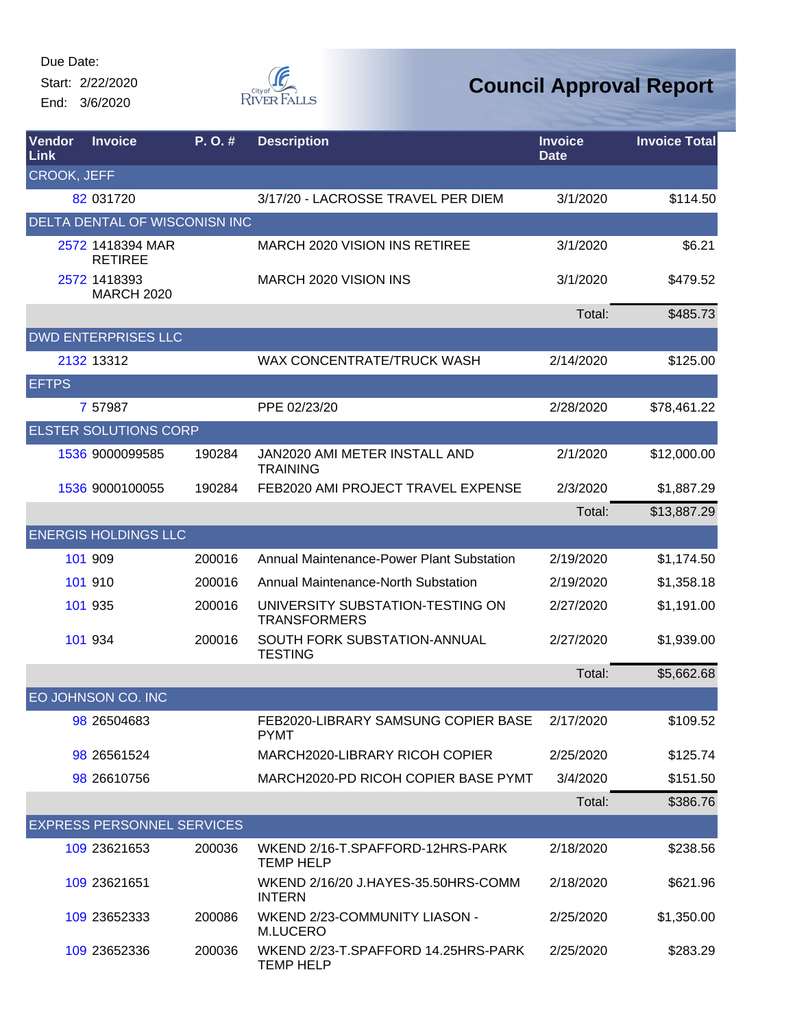Due Date:
Start: 2/22/2020
End: 3/6/2020

# Council Approval Report

| Vendor Link | Invoice | P. O. # | Description | Invoice Date | Invoice Total |
|---|---|---|---|---|---|
| CROOK, JEFF | | | | | |
| 82 | 031720 | | 3/17/20 - LACROSSE TRAVEL PER DIEM | 3/1/2020 | $114.50 |
| DELTA DENTAL OF WISCONISN INC | | | | | |
| 2572 | 1418394 MAR RETIREE | | MARCH 2020 VISION INS RETIREE | 3/1/2020 | $6.21 |
| 2572 | 1418393 MARCH 2020 | | MARCH 2020 VISION INS | 3/1/2020 | $479.52 |
| | | | | Total: | $485.73 |
| DWD ENTERPRISES LLC | | | | | |
| 2132 | 13312 | | WAX CONCENTRATE/TRUCK WASH | 2/14/2020 | $125.00 |
| EFTPS | | | | | |
| 7 | 57987 | | PPE 02/23/20 | 2/28/2020 | $78,461.22 |
| ELSTER SOLUTIONS CORP | | | | | |
| 1536 | 9000099585 | 190284 | JAN2020 AMI METER INSTALL AND TRAINING | 2/1/2020 | $12,000.00 |
| 1536 | 9000100055 | 190284 | FEB2020 AMI PROJECT TRAVEL EXPENSE | 2/3/2020 | $1,887.29 |
| | | | | Total: | $13,887.29 |
| ENERGIS HOLDINGS LLC | | | | | |
| 101 | 909 | 200016 | Annual Maintenance-Power Plant Substation | 2/19/2020 | $1,174.50 |
| 101 | 910 | 200016 | Annual Maintenance-North Substation | 2/19/2020 | $1,358.18 |
| 101 | 935 | 200016 | UNIVERSITY SUBSTATION-TESTING ON TRANSFORMERS | 2/27/2020 | $1,191.00 |
| 101 | 934 | 200016 | SOUTH FORK SUBSTATION-ANNUAL TESTING | 2/27/2020 | $1,939.00 |
| | | | | Total: | $5,662.68 |
| EO JOHNSON CO. INC | | | | | |
| 98 | 26504683 | | FEB2020-LIBRARY SAMSUNG COPIER BASE PYMT | 2/17/2020 | $109.52 |
| 98 | 26561524 | | MARCH2020-LIBRARY RICOH COPIER | 2/25/2020 | $125.74 |
| 98 | 26610756 | | MARCH2020-PD RICOH COPIER BASE PYMT | 3/4/2020 | $151.50 |
| | | | | Total: | $386.76 |
| EXPRESS PERSONNEL SERVICES | | | | | |
| 109 | 23621653 | 200036 | WKEND 2/16-T.SPAFFORD-12HRS-PARK TEMP HELP | 2/18/2020 | $238.56 |
| 109 | 23621651 | | WKEND 2/16/20 J.HAYES-35.50HRS-COMM INTERN | 2/18/2020 | $621.96 |
| 109 | 23652333 | 200086 | WKEND 2/23-COMMUNITY LIASON - M.LUCERO | 2/25/2020 | $1,350.00 |
| 109 | 23652336 | 200036 | WKEND 2/23-T.SPAFFORD 14.25HRS-PARK TEMP HELP | 2/25/2020 | $283.29 |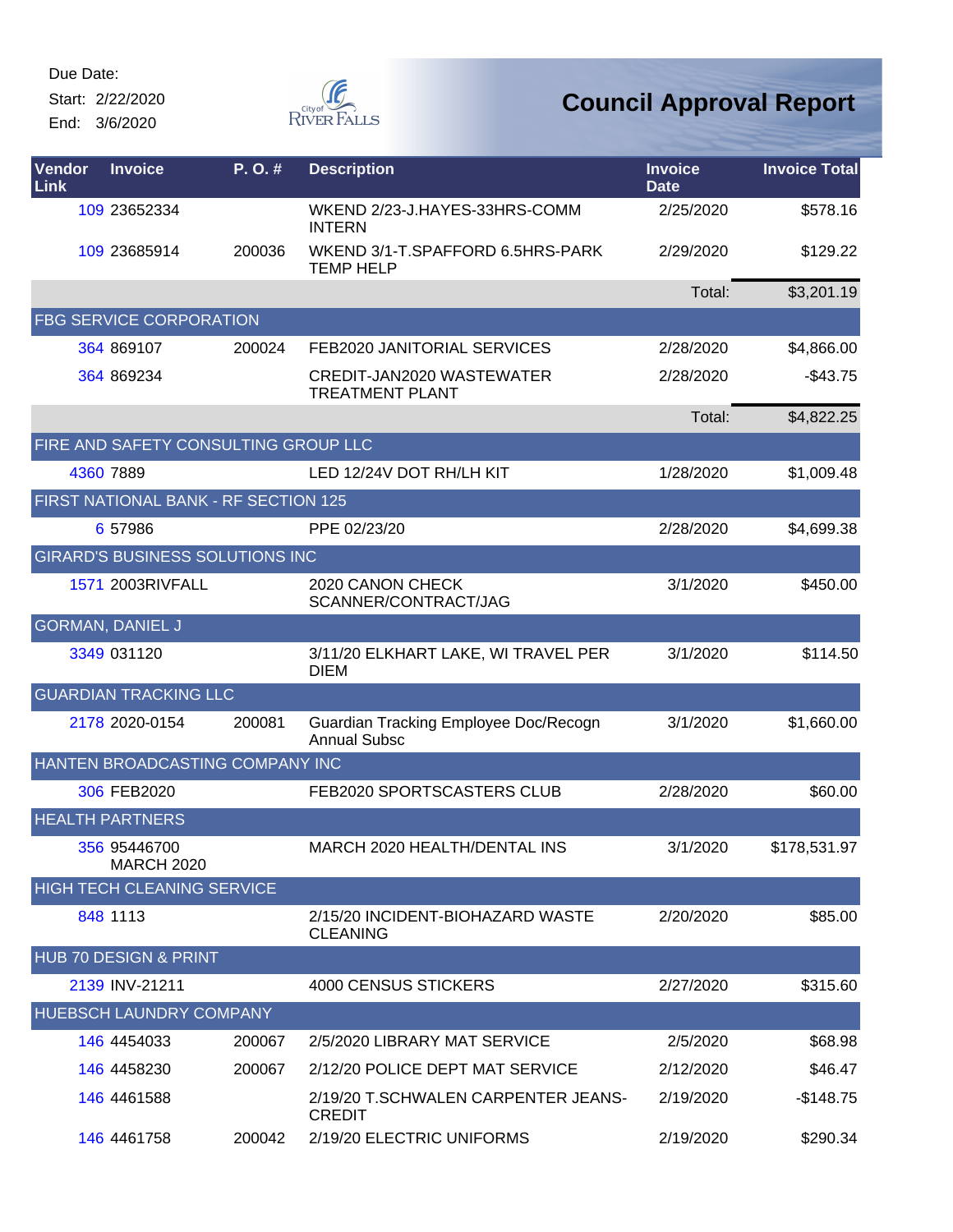Due Date:

Start: 2/22/2020

End: 3/6/2020

# Council Approval Report

| Vendor Link | Invoice | P. O. # | Description | Invoice Date | Invoice Total |
|---|---|---|---|---|---|
| 109 | 23652334 | | WKEND 2/23-J.HAYES-33HRS-COMM INTERN | 2/25/2020 | $578.16 |
| 109 | 23685914 | 200036 | WKEND 3/1-T.SPAFFORD 6.5HRS-PARK TEMP HELP | 2/29/2020 | $129.22 |
| | | | | Total: | $3,201.19 |
| FBG SERVICE CORPORATION | | | | | |
| 364 | 869107 | 200024 | FEB2020 JANITORIAL SERVICES | 2/28/2020 | $4,866.00 |
| 364 | 869234 | | CREDIT-JAN2020 WASTEWATER TREATMENT PLANT | 2/28/2020 | -$43.75 |
| | | | | Total: | $4,822.25 |
| FIRE AND SAFETY CONSULTING GROUP LLC | | | | | |
| 4360 | 7889 | | LED 12/24V DOT RH/LH KIT | 1/28/2020 | $1,009.48 |
| FIRST NATIONAL BANK - RF SECTION 125 | | | | | |
| 6 | 57986 | | PPE 02/23/20 | 2/28/2020 | $4,699.38 |
| GIRARD'S BUSINESS SOLUTIONS INC | | | | | |
| 1571 | 2003RIVFALL | | 2020 CANON CHECK SCANNER/CONTRACT/JAG | 3/1/2020 | $450.00 |
| GORMAN, DANIEL J | | | | | |
| 3349 | 031120 | | 3/11/20 ELKHART LAKE, WI TRAVEL PER DIEM | 3/1/2020 | $114.50 |
| GUARDIAN TRACKING LLC | | | | | |
| 2178 | 2020-0154 | 200081 | Guardian Tracking Employee Doc/Recogn Annual Subsc | 3/1/2020 | $1,660.00 |
| HANTEN BROADCASTING COMPANY INC | | | | | |
| 306 | FEB2020 | | FEB2020 SPORTSCASTERS CLUB | 2/28/2020 | $60.00 |
| HEALTH PARTNERS | | | | | |
| 356 | 95446700 MARCH 2020 | | MARCH 2020 HEALTH/DENTAL INS | 3/1/2020 | $178,531.97 |
| HIGH TECH CLEANING SERVICE | | | | | |
| 848 | 1113 | | 2/15/20 INCIDENT-BIOHAZARD WASTE CLEANING | 2/20/2020 | $85.00 |
| HUB 70 DESIGN & PRINT | | | | | |
| 2139 | INV-21211 | | 4000 CENSUS STICKERS | 2/27/2020 | $315.60 |
| HUEBSCH LAUNDRY COMPANY | | | | | |
| 146 | 4454033 | 200067 | 2/5/2020 LIBRARY MAT SERVICE | 2/5/2020 | $68.98 |
| 146 | 4458230 | 200067 | 2/12/20 POLICE DEPT MAT SERVICE | 2/12/2020 | $46.47 |
| 146 | 4461588 | | 2/19/20 T.SCHWALEN CARPENTER JEANS-CREDIT | 2/19/2020 | -$148.75 |
| 146 | 4461758 | 200042 | 2/19/20 ELECTRIC UNIFORMS | 2/19/2020 | $290.34 |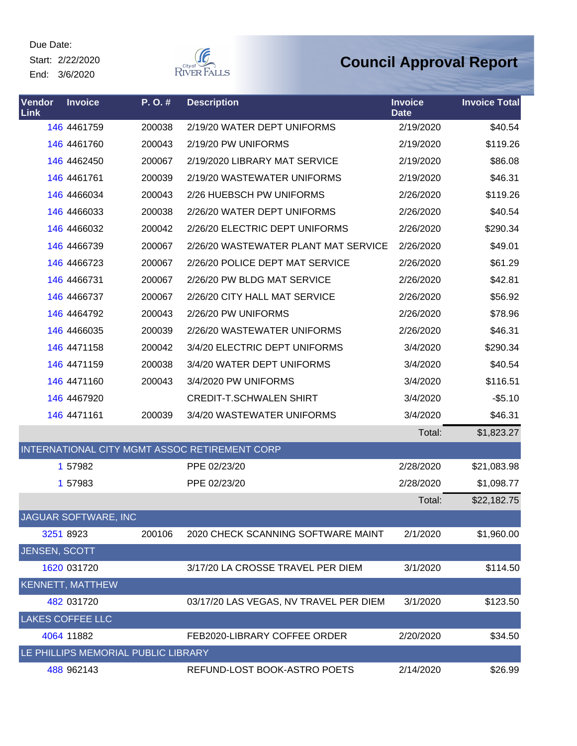Due Date:
Start: 2/22/2020
End: 3/6/2020

City of River Falls

# Council Approval Report

| Vendor Link | Invoice | P. O. # | Description | Invoice Date | Invoice Total |
|---|---|---|---|---|---|
| 146 | 4461759 | 200038 | 2/19/20 WATER DEPT UNIFORMS | 2/19/2020 | $40.54 |
| 146 | 4461760 | 200043 | 2/19/20 PW UNIFORMS | 2/19/2020 | $119.26 |
| 146 | 4462450 | 200067 | 2/19/2020 LIBRARY MAT SERVICE | 2/19/2020 | $86.08 |
| 146 | 4461761 | 200039 | 2/19/20 WASTEWATER UNIFORMS | 2/19/2020 | $46.31 |
| 146 | 4466034 | 200043 | 2/26 HUEBSCH PW UNIFORMS | 2/26/2020 | $119.26 |
| 146 | 4466033 | 200038 | 2/26/20 WATER DEPT UNIFORMS | 2/26/2020 | $40.54 |
| 146 | 4466032 | 200042 | 2/26/20 ELECTRIC DEPT UNIFORMS | 2/26/2020 | $290.34 |
| 146 | 4466739 | 200067 | 2/26/20 WASTEWATER PLANT MAT SERVICE | 2/26/2020 | $49.01 |
| 146 | 4466723 | 200067 | 2/26/20 POLICE DEPT MAT SERVICE | 2/26/2020 | $61.29 |
| 146 | 4466731 | 200067 | 2/26/20 PW BLDG MAT SERVICE | 2/26/2020 | $42.81 |
| 146 | 4466737 | 200067 | 2/26/20 CITY HALL MAT SERVICE | 2/26/2020 | $56.92 |
| 146 | 4464792 | 200043 | 2/26/20 PW UNIFORMS | 2/26/2020 | $78.96 |
| 146 | 4466035 | 200039 | 2/26/20 WASTEWATER UNIFORMS | 2/26/2020 | $46.31 |
| 146 | 4471158 | 200042 | 3/4/20 ELECTRIC DEPT UNIFORMS | 3/4/2020 | $290.34 |
| 146 | 4471159 | 200038 | 3/4/20 WATER DEPT UNIFORMS | 3/4/2020 | $40.54 |
| 146 | 4471160 | 200043 | 3/4/2020 PW UNIFORMS | 3/4/2020 | $116.51 |
| 146 | 4467920 | | CREDIT-T.SCHWALEN SHIRT | 3/4/2020 | -$5.10 |
| 146 | 4471161 | 200039 | 3/4/20 WASTEWATER UNIFORMS | 3/4/2020 | $46.31 |
| | | | | Total: | $1,823.27 |
| INTERNATIONAL CITY MGMT ASSOC RETIREMENT CORP | | | | | |
| 1 | 57982 | | PPE 02/23/20 | 2/28/2020 | $21,083.98 |
| 1 | 57983 | | PPE 02/23/20 | 2/28/2020 | $1,098.77 |
| | | | | Total: | $22,182.75 |
| JAGUAR SOFTWARE, INC | | | | | |
| 3251 | 8923 | 200106 | 2020 CHECK SCANNING SOFTWARE MAINT | 2/1/2020 | $1,960.00 |
| JENSEN, SCOTT | | | | | |
| 1620 | 031720 | | 3/17/20 LA CROSSE TRAVEL PER DIEM | 3/1/2020 | $114.50 |
| KENNETT, MATTHEW | | | | | |
| 482 | 031720 | | 03/17/20 LAS VEGAS, NV TRAVEL PER DIEM | 3/1/2020 | $123.50 |
| LAKES COFFEE LLC | | | | | |
| 4064 | 11882 | | FEB2020-LIBRARY COFFEE ORDER | 2/20/2020 | $34.50 |
| LE PHILLIPS MEMORIAL PUBLIC LIBRARY | | | | | |
| 488 | 962143 | | REFUND-LOST BOOK-ASTRO POETS | 2/14/2020 | $26.99 |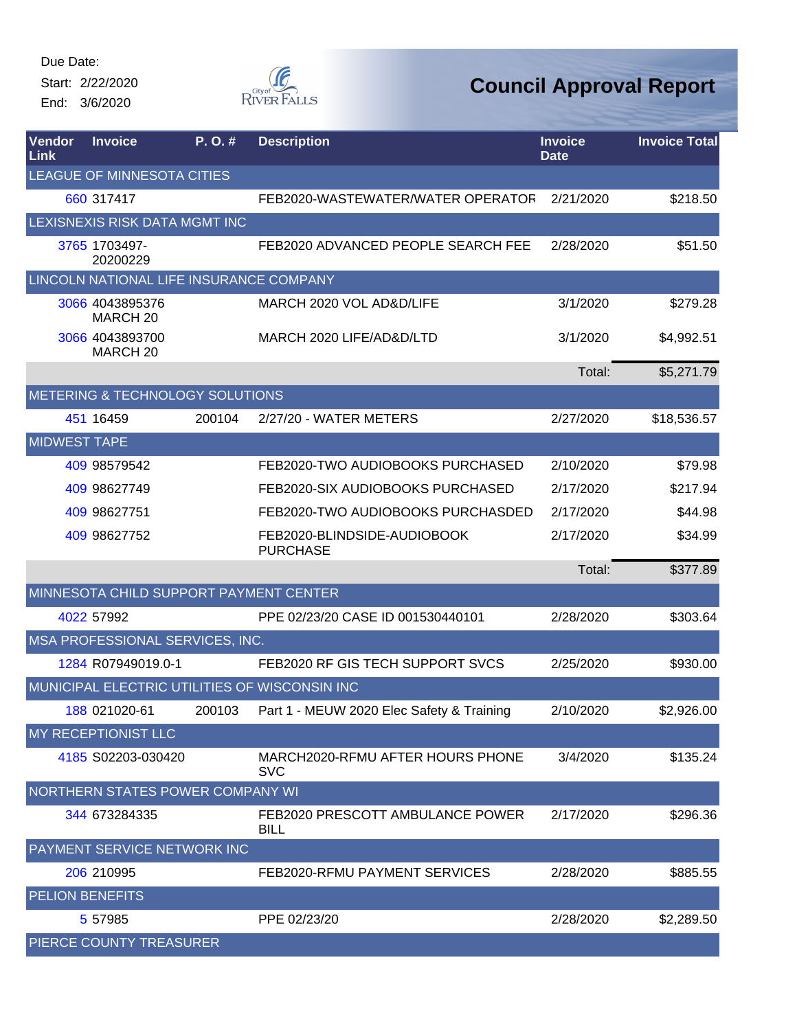Due Date:

Start: 2/22/2020

End: 3/6/2020

# Council Approval Report

| Vendor Link | Invoice | P. O. # | Description | Invoice Date | Invoice Total |
|---|---|---|---|---|---|
| LEAGUE OF MINNESOTA CITIES | | | | | |
| 660 | 317417 | | FEB2020-WASTEWATER/WATER OPERATOR | 2/21/2020 | $218.50 |
| LEXISNEXIS RISK DATA MGMT INC | | | | | |
| 3765 | 1703497-20200229 | | FEB2020 ADVANCED PEOPLE SEARCH FEE | 2/28/2020 | $51.50 |
| LINCOLN NATIONAL LIFE INSURANCE COMPANY | | | | | |
| 3066 | 4043895376 MARCH 20 | | MARCH 2020 VOL AD&D/LIFE | 3/1/2020 | $279.28 |
| 3066 | 4043893700 MARCH 20 | | MARCH 2020 LIFE/AD&D/LTD | 3/1/2020 | $4,992.51 |
| | | | | Total: | $5,271.79 |
| METERING & TECHNOLOGY SOLUTIONS | | | | | |
| 451 | 16459 | 200104 | 2/27/20 - WATER METERS | 2/27/2020 | $18,536.57 |
| MIDWEST TAPE | | | | | |
| 409 | 98579542 | | FEB2020-TWO AUDIOBOOKS PURCHASED | 2/10/2020 | $79.98 |
| 409 | 98627749 | | FEB2020-SIX AUDIOBOOKS PURCHASED | 2/17/2020 | $217.94 |
| 409 | 98627751 | | FEB2020-TWO AUDIOBOOKS PURCHASDED | 2/17/2020 | $44.98 |
| 409 | 98627752 | | FEB2020-BLINDSIDE-AUDIOBOOK PURCHASE | 2/17/2020 | $34.99 |
| | | | | Total: | $377.89 |
| MINNESOTA CHILD SUPPORT PAYMENT CENTER | | | | | |
| 4022 | 57992 | | PPE 02/23/20 CASE ID 001530440101 | 2/28/2020 | $303.64 |
| MSA PROFESSIONAL SERVICES, INC. | | | | | |
| 1284 | R07949019.0-1 | | FEB2020 RF GIS TECH SUPPORT SVCS | 2/25/2020 | $930.00 |
| MUNICIPAL ELECTRIC UTILITIES OF WISCONSIN INC | | | | | |
| 188 | 021020-61 | 200103 | Part 1 - MEUW 2020 Elec Safety & Training | 2/10/2020 | $2,926.00 |
| MY RECEPTIONIST LLC | | | | | |
| 4185 | S02203-030420 | | MARCH2020-RFMU AFTER HOURS PHONE SVC | 3/4/2020 | $135.24 |
| NORTHERN STATES POWER COMPANY WI | | | | | |
| 344 | 673284335 | | FEB2020 PRESCOTT AMBULANCE POWER BILL | 2/17/2020 | $296.36 |
| PAYMENT SERVICE NETWORK INC | | | | | |
| 206 | 210995 | | FEB2020-RFMU PAYMENT SERVICES | 2/28/2020 | $885.55 |
| PELION BENEFITS | | | | | |
| 5 | 57985 | | PPE 02/23/20 | 2/28/2020 | $2,289.50 |
| PIERCE COUNTY TREASURER | | | | | |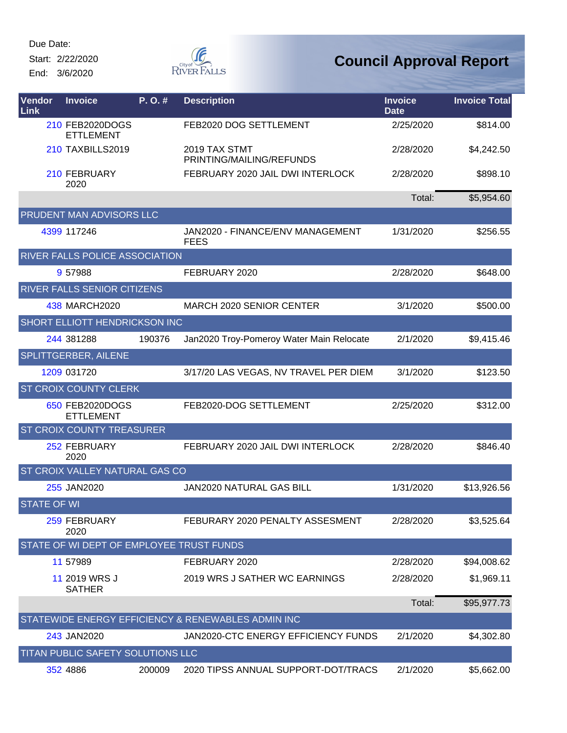Due Date:
Start: 2/22/2020
End: 3/6/2020

# Council Approval Report

| Vendor Link | Invoice | P. O. # | Description | Invoice Date | Invoice Total |
|---|---|---|---|---|---|
| 210 | FEB2020DOGSETTLEMENT | | FEB2020 DOG SETTLEMENT | 2/25/2020 | $814.00 |
| 210 | TAXBILLS2019 | | 2019 TAX STMT PRINTING/MAILING/REFUNDS | 2/28/2020 | $4,242.50 |
| 210 | FEBRUARY 2020 | | FEBRUARY 2020 JAIL DWI INTERLOCK | 2/28/2020 | $898.10 |
| | | | | Total: | $5,954.60 |
| PRUDENT MAN ADVISORS LLC | | | | | |
| 4399 | 117246 | | JAN2020 - FINANCE/ENV MANAGEMENT FEES | 1/31/2020 | $256.55 |
| RIVER FALLS POLICE ASSOCIATION | | | | | |
| 9 | 57988 | | FEBRUARY 2020 | 2/28/2020 | $648.00 |
| RIVER FALLS SENIOR CITIZENS | | | | | |
| 438 | MARCH2020 | | MARCH 2020 SENIOR CENTER | 3/1/2020 | $500.00 |
| SHORT ELLIOTT HENDRICKSON INC | | | | | |
| 244 | 381288 | 190376 | Jan2020 Troy-Pomeroy Water Main Relocate | 2/1/2020 | $9,415.46 |
| SPLITTGERBER, AILENE | | | | | |
| 1209 | 031720 | | 3/17/20 LAS VEGAS, NV TRAVEL PER DIEM | 3/1/2020 | $123.50 |
| ST CROIX COUNTY CLERK | | | | | |
| 650 | FEB2020DOGSETTLEMENT | | FEB2020-DOG SETTLEMENT | 2/25/2020 | $312.00 |
| ST CROIX COUNTY TREASURER | | | | | |
| 252 | FEBRUARY 2020 | | FEBRUARY 2020 JAIL DWI INTERLOCK | 2/28/2020 | $846.40 |
| ST CROIX VALLEY NATURAL GAS CO | | | | | |
| 255 | JAN2020 | | JAN2020 NATURAL GAS BILL | 1/31/2020 | $13,926.56 |
| STATE OF WI | | | | | |
| 259 | FEBRUARY 2020 | | FEBURARY 2020 PENALTY ASSESMENT | 2/28/2020 | $3,525.64 |
| STATE OF WI DEPT OF EMPLOYEE TRUST FUNDS | | | | | |
| 11 | 57989 | | FEBRUARY 2020 | 2/28/2020 | $94,008.62 |
| 11 | 2019 WRS J SATHER | | 2019 WRS J SATHER WC EARNINGS | 2/28/2020 | $1,969.11 |
| | | | | Total: | $95,977.73 |
| STATEWIDE ENERGY EFFICIENCY & RENEWABLES ADMIN INC | | | | | |
| 243 | JAN2020 | | JAN2020-CTC ENERGY EFFICIENCY FUNDS | 2/1/2020 | $4,302.80 |
| TITAN PUBLIC SAFETY SOLUTIONS LLC | | | | | |
| 352 | 4886 | 200009 | 2020 TIPSS ANNUAL SUPPORT-DOT/TRACS | 2/1/2020 | $5,662.00 |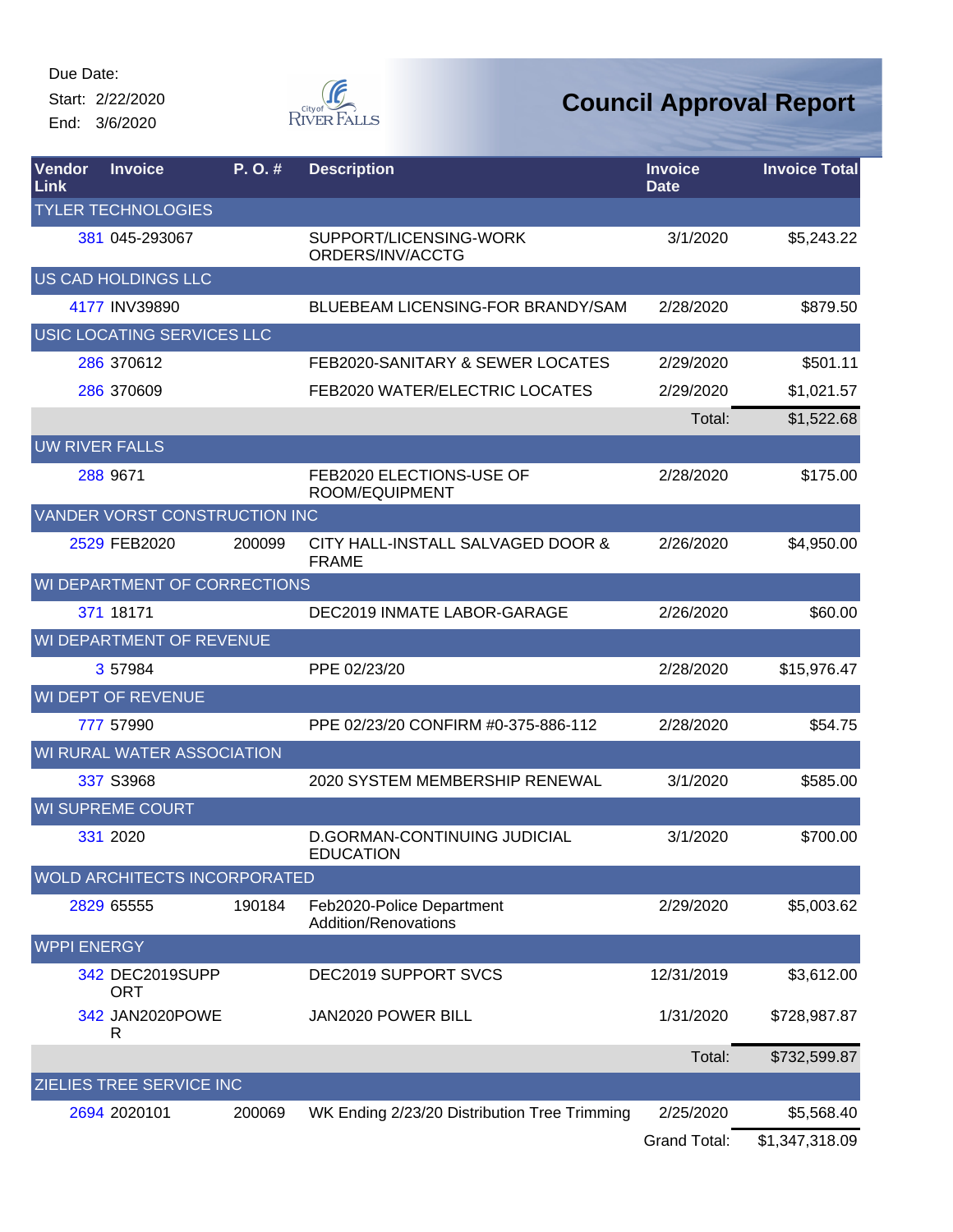Due Date:

Start: 2/22/2020

End: 3/6/2020

# Council Approval Report

| Vendor Link | Invoice | P. O. # | Description | Invoice Date | Invoice Total |
|---|---|---|---|---|---|
| TYLER TECHNOLOGIES | | | | | |
| 381 | 045-293067 | | SUPPORT/LICENSING-WORK ORDERS/INV/ACCTG | 3/1/2020 | $5,243.22 |
| US CAD HOLDINGS LLC | | | | | |
| 4177 | INV39890 | | BLUEBEAM LICENSING-FOR BRANDY/SAM | 2/28/2020 | $879.50 |
| USIC LOCATING SERVICES LLC | | | | | |
| 286 | 370612 | | FEB2020-SANITARY & SEWER LOCATES | 2/29/2020 | $501.11 |
| 286 | 370609 | | FEB2020 WATER/ELECTRIC LOCATES | 2/29/2020 | $1,021.57 |
| | | | | Total: | $1,522.68 |
| UW RIVER FALLS | | | | | |
| 288 | 9671 | | FEB2020 ELECTIONS-USE OF ROOM/EQUIPMENT | 2/28/2020 | $175.00 |
| VANDER VORST CONSTRUCTION INC | | | | | |
| 2529 | FEB2020 | 200099 | CITY HALL-INSTALL SALVAGED DOOR & FRAME | 2/26/2020 | $4,950.00 |
| WI DEPARTMENT OF CORRECTIONS | | | | | |
| 371 | 18171 | | DEC2019 INMATE LABOR-GARAGE | 2/26/2020 | $60.00 |
| WI DEPARTMENT OF REVENUE | | | | | |
| 3 | 57984 | | PPE 02/23/20 | 2/28/2020 | $15,976.47 |
| WI DEPT OF REVENUE | | | | | |
| 777 | 57990 | | PPE 02/23/20 CONFIRM #0-375-886-112 | 2/28/2020 | $54.75 |
| WI RURAL WATER ASSOCIATION | | | | | |
| 337 | S3968 | | 2020 SYSTEM MEMBERSHIP RENEWAL | 3/1/2020 | $585.00 |
| WI SUPREME COURT | | | | | |
| 331 | 2020 | | D.GORMAN-CONTINUING JUDICIAL EDUCATION | 3/1/2020 | $700.00 |
| WOLD ARCHITECTS INCORPORATED | | | | | |
| 2829 | 65555 | 190184 | Feb2020-Police Department Addition/Renovations | 2/29/2020 | $5,003.62 |
| WPPI ENERGY | | | | | |
| 342 | DEC2019SUPPORT | | DEC2019 SUPPORT SVCS | 12/31/2019 | $3,612.00 |
| 342 | JAN2020POWER | | JAN2020 POWER BILL | 1/31/2020 | $728,987.87 |
| | | | | Total: | $732,599.87 |
| ZIELIES TREE SERVICE INC | | | | | |
| 2694 | 2020101 | 200069 | WK Ending 2/23/20 Distribution Tree Trimming | 2/25/2020 | $5,568.40 |
| | | | | Grand Total: | $1,347,318.09 |